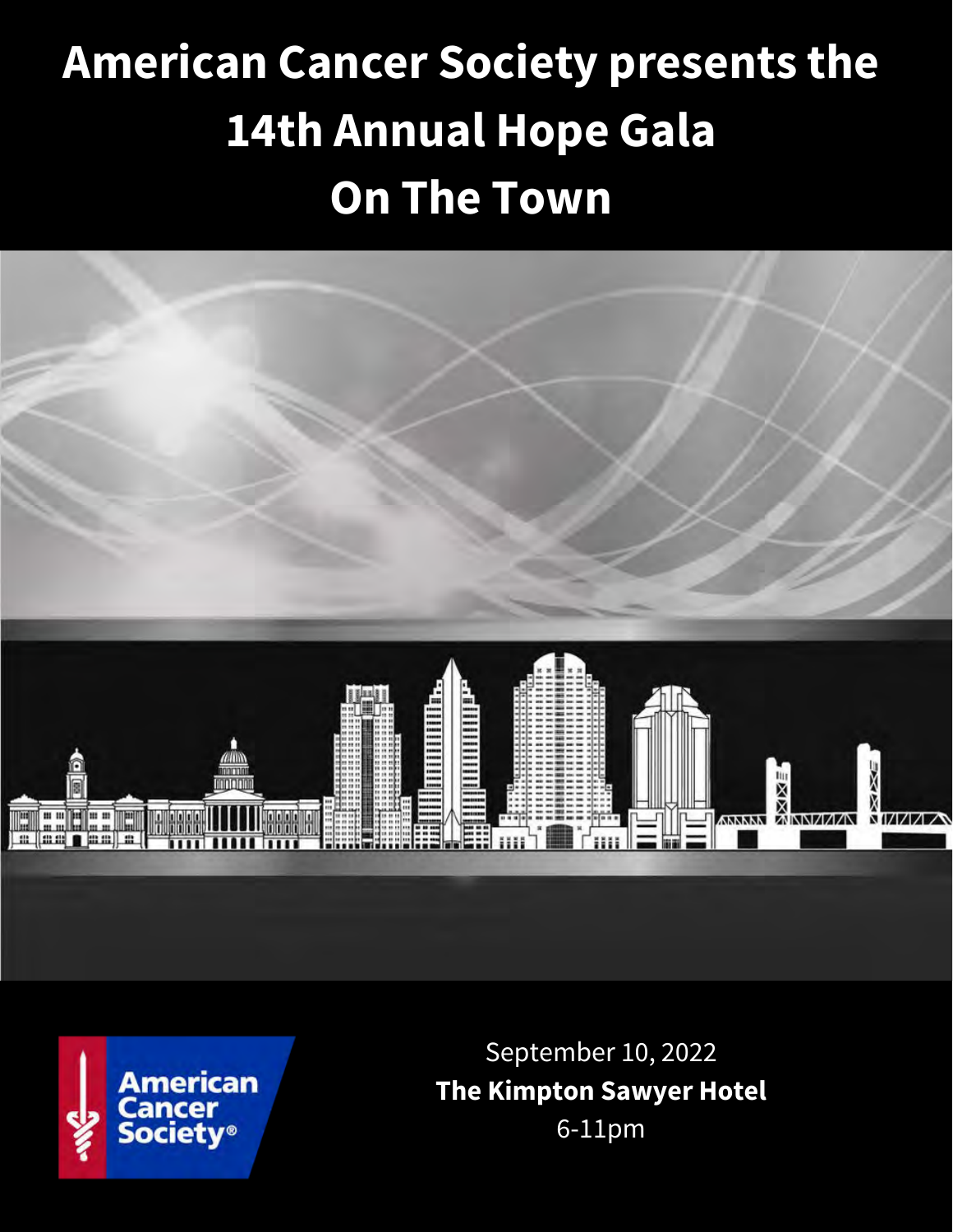# American Cancer Society presents the 14th Annual Hope Gala On The Town

September 10, 2022

**The Kimpton Sawyer Hotel**

6-11pm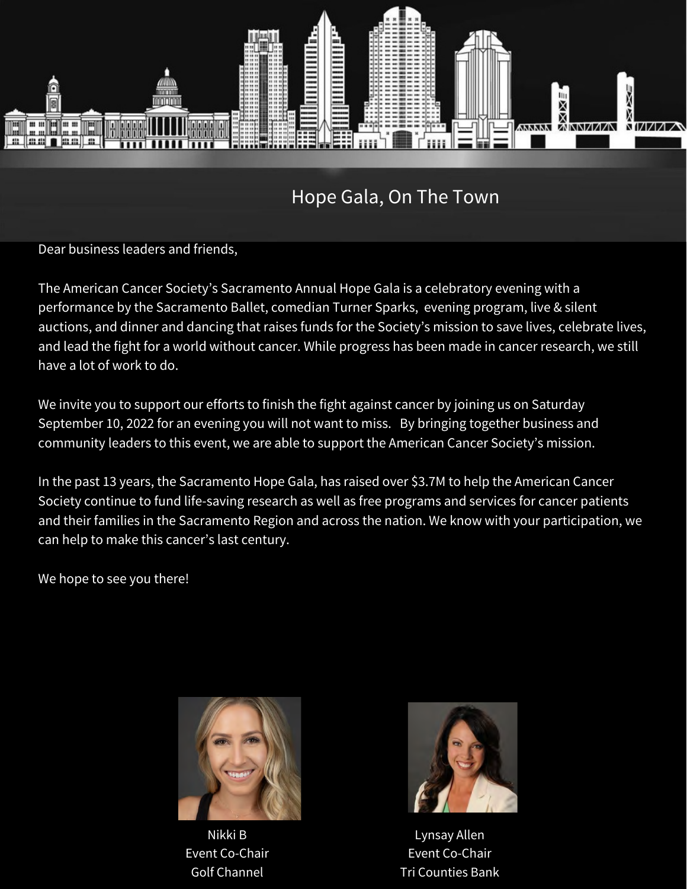## Hope Gala, On The Town

Dear business leaders and friends,

The American Cancer Society's Sacramento Annual Hope Gala is a celebratory evening with a performance by the Sacramento Ballet, comedian Turner Sparks, evening program, live & silent auctions, and dinner and dancing that raises funds for the Society's mission to save lives, celebrate lives, and lead the fight for a world without cancer. While progress has been made in cancer research, we still have a lot of work to do.

We invite you to support our efforts to finish the fight against cancer by joining us on Saturday September 10, 2022 for an evening you will not want to miss. By bringing together business and community leaders to this event, we are able to support the American Cancer Society's mission.

In the past 13 years, the Sacramento Hope Gala, has raised over $3.7M to help the American Cancer Society continue to fund life-saving research as well as free programs and services for cancer patients and their families in the Sacramento Region and across the nation. We know with your participation, we can help to make this cancer's last century.

We hope to see you there!

Nikki B
Event Co-Chair
Golf Channel

Lynsay Allen
Event Co-Chair
Tri Counties Bank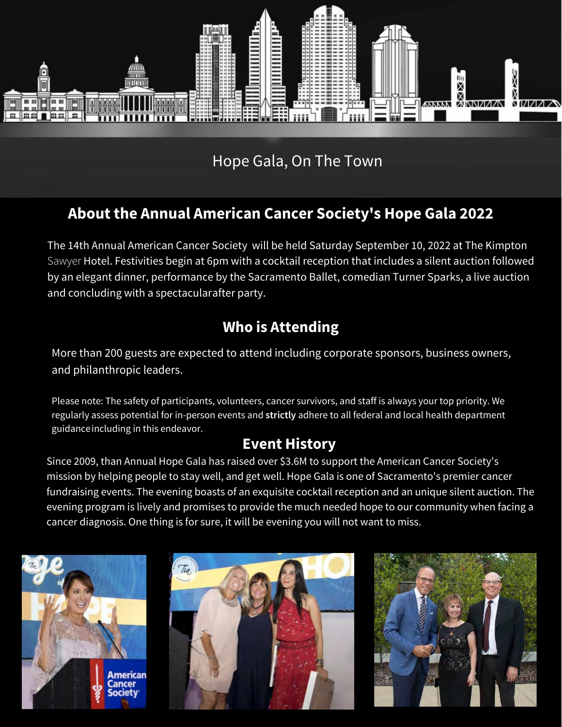Hope Gala, On The Town

## About the Annual American Cancer Society's Hope Gala 2022

The 14th Annual American Cancer Society will be held Saturday September 10, 2022 at The Kimpton Sawyer Hotel. Festivities begin at 6pm with a cocktail reception that includes a silent auction followed by an elegant dinner, performance by the Sacramento Ballet, comedian Turner Sparks, a live auction and concluding with a spectacularafter party.

## Who is Attending

More than 200 guests are expected to attend including corporate sponsors, business owners, and philanthropic leaders.

Please note: The safety of participants, volunteers, cancer survivors, and staff is always your top priority. We regularly assess potential for in-person events and **strictly** adhere to all federal and local health department guidanceincluding in this endeavor.

## Event History

Since 2009, than Annual Hope Gala has raised over $3.6M to support the American Cancer Society's mission by helping people to stay well, and get well. Hope Gala is one of Sacramento's premier cancer fundraising events. The evening boasts of an exquisite cocktail reception and an unique silent auction. The evening program is lively and promises to provide the much needed hope to our community when facing a cancer diagnosis. One thing is for sure, it will be evening you will not want to miss.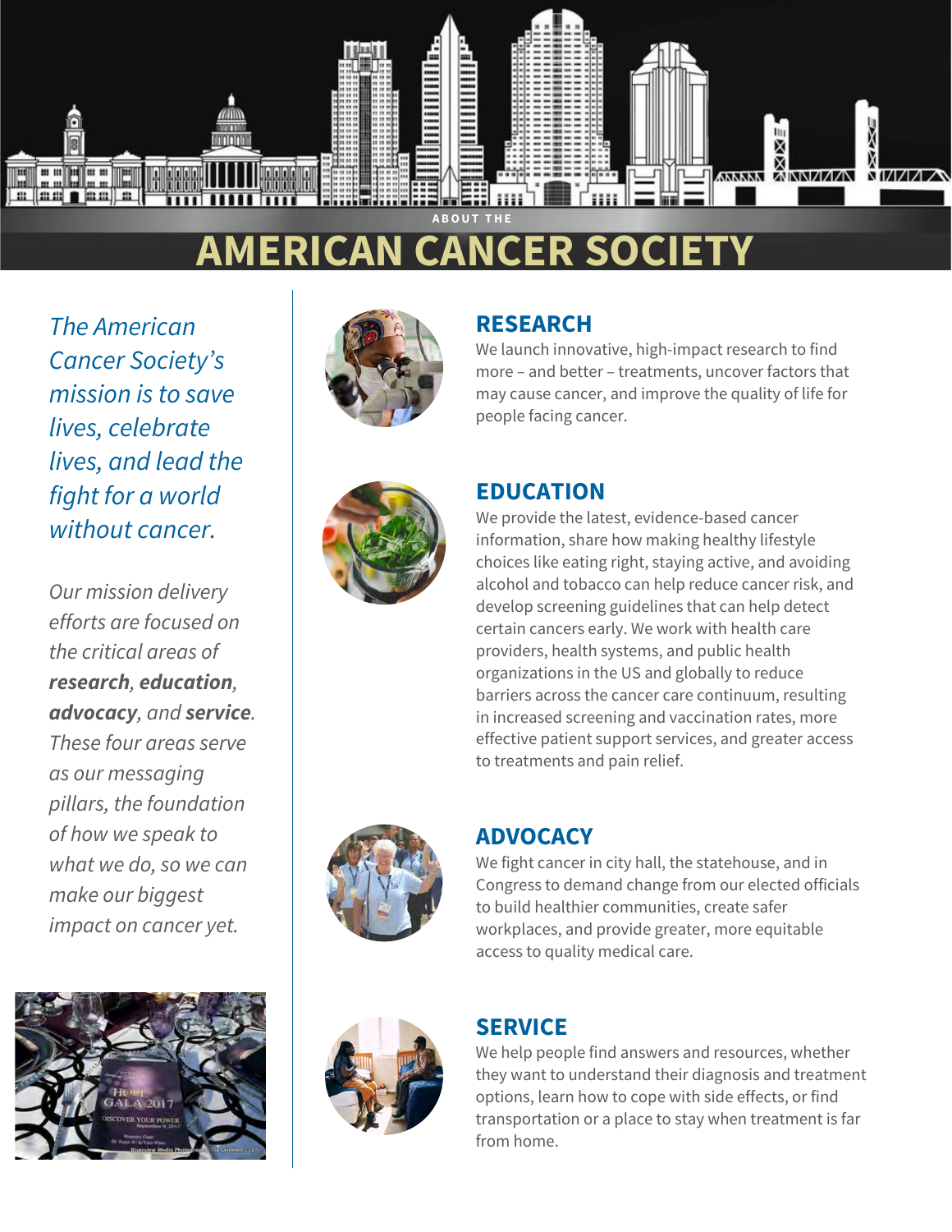ABOUT THE

# AMERICAN CANCER SOCIETY

*The American Cancer Society's mission is to save lives, celebrate lives, and lead the fight for a world without cancer.*

*Our mission delivery efforts are focused on the critical areas of **research**, **education**, **advocacy**, and **service**. These four areas serve as our messaging pillars, the foundation of how we speak to what we do, so we can make our biggest impact on cancer yet.*

## RESEARCH

We launch innovative, high-impact research to find more – and better – treatments, uncover factors that may cause cancer, and improve the quality of life for people facing cancer.

## EDUCATION

We provide the latest, evidence-based cancer information, share how making healthy lifestyle choices like eating right, staying active, and avoiding alcohol and tobacco can help reduce cancer risk, and develop screening guidelines that can help detect certain cancers early. We work with health care providers, health systems, and public health organizations in the US and globally to reduce barriers across the cancer care continuum, resulting in increased screening and vaccination rates, more effective patient support services, and greater access to treatments and pain relief.

## ADVOCACY

We fight cancer in city hall, the statehouse, and in Congress to demand change from our elected officials to build healthier communities, create safer workplaces, and provide greater, more equitable access to quality medical care.

## SERVICE

We help people find answers and resources, whether they want to understand their diagnosis and treatment options, learn how to cope with side effects, or find transportation or a place to stay when treatment is far from home.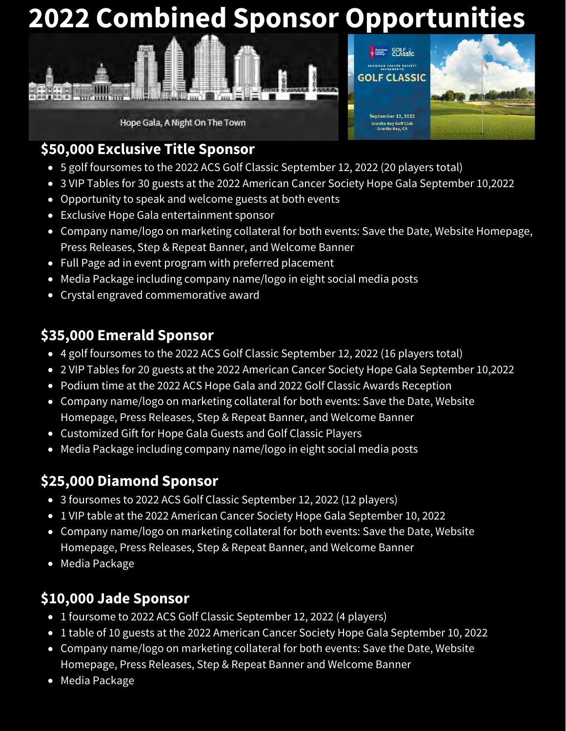# 2022 Combined Sponsor Opportunities

## $50,000 Exclusive Title Sponsor

- 5 golf foursomes to the 2022 ACS Golf Classic September 12, 2022 (20 players total)
- 3 VIP Tables for 30 guests at the 2022 American Cancer Society Hope Gala September 10,2022
- Opportunity to speak and welcome guests at both events
- Exclusive Hope Gala entertainment sponsor
- Company name/logo on marketing collateral for both events: Save the Date, Website Homepage, Press Releases, Step & Repeat Banner, and Welcome Banner
- Full Page ad in event program with preferred placement
- Media Package including company name/logo in eight social media posts
- Crystal engraved commemorative award

## $35,000 Emerald Sponsor

- 4 golf foursomes to the 2022 ACS Golf Classic September 12, 2022 (16 players total)
- 2 VIP Tables for 20 guests at the 2022 American Cancer Society Hope Gala September 10,2022
- Podium time at the 2022 ACS Hope Gala and 2022 Golf Classic Awards Reception
- Company name/logo on marketing collateral for both events: Save the Date, Website Homepage, Press Releases, Step & Repeat Banner, and Welcome Banner
- Customized Gift for Hope Gala Guests and Golf Classic Players
- Media Package including company name/logo in eight social media posts

## $25,000 Diamond Sponsor

- 3 foursomes to 2022 ACS Golf Classic September 12, 2022 (12 players)
- 1 VIP table at the 2022 American Cancer Society Hope Gala September 10, 2022
- Company name/logo on marketing collateral for both events: Save the Date, Website Homepage, Press Releases, Step & Repeat Banner, and Welcome Banner
- Media Package

## $10,000 Jade Sponsor

- 1 foursome to 2022 ACS Golf Classic September 12, 2022 (4 players)
- 1 table of 10 guests at the 2022 American Cancer Society Hope Gala September 10, 2022
- Company name/logo on marketing collateral for both events: Save the Date, Website Homepage, Press Releases, Step & Repeat Banner and Welcome Banner
- Media Package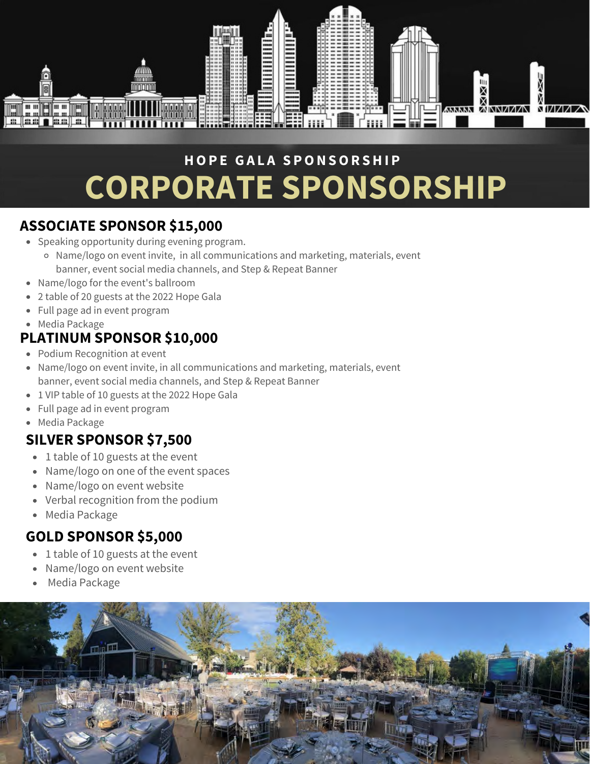HOPE GALA SPONSORSHIP

# CORPORATE SPONSORSHIP

## ASSOCIATE SPONSOR $15,000

- Speaking opportunity during evening program.
  - Name/logo on event invite, in all communications and marketing, materials, event banner, event social media channels, and Step & Repeat Banner
- Name/logo for the event's ballroom
- 2 table of 20 guests at the 2022 Hope Gala
- Full page ad in event program
- Media Package

## PLATINUM SPONSOR $10,000

- Podium Recognition at event
- Name/logo on event invite, in all communications and marketing, materials, event banner, event social media channels, and Step & Repeat Banner
- 1 VIP table of 10 guests at the 2022 Hope Gala
- Full page ad in event program
- Media Package

## SILVER SPONSOR $7,500

- 1 table of 10 guests at the event
- Name/logo on one of the event spaces
- Name/logo on event website
- Verbal recognition from the podium
- Media Package

## GOLD SPONSOR $5,000

- 1 table of 10 guests at the event
- Name/logo on event website
- Media Package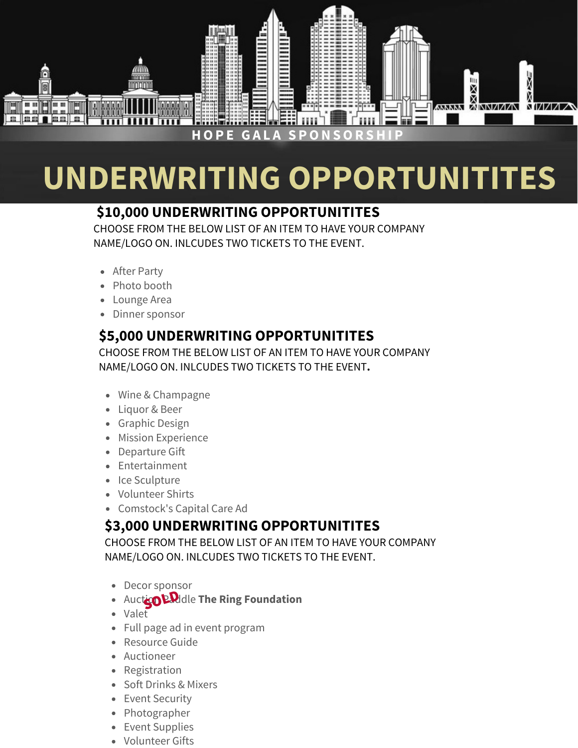HOPE GALA SPONSORSHIP

# UNDERWRITING OPPORTUNITITES

## $10,000 UNDERWRITING OPPORTUNITITES

CHOOSE FROM THE BELOW LIST OF AN ITEM TO HAVE YOUR COMPANY NAME/LOGO ON. INLCUDES TWO TICKETS TO THE EVENT.

- After Party
- Photo booth
- Lounge Area
- Dinner sponsor

## $5,000 UNDERWRITING OPPORTUNITITES

CHOOSE FROM THE BELOW LIST OF AN ITEM TO HAVE YOUR COMPANY NAME/LOGO ON. INLCUDES TWO TICKETS TO THE EVENT.

- Wine & Champagne
- Liquor & Beer
- Graphic Design
- Mission Experience
- Departure Gift
- Entertainment
- Ice Sculpture
- Volunteer Shirts
- Comstock's Capital Care Ad

## $3,000 UNDERWRITING OPPORTUNITITES

CHOOSE FROM THE BELOW LIST OF AN ITEM TO HAVE YOUR COMPANY NAME/LOGO ON. INLCUDES TWO TICKETS TO THE EVENT.

- Decor sponsor
- Auction Paddle **The Ring Foundation** SOLD
- Valet
- Full page ad in event program
- Resource Guide
- Auctioneer
- Registration
- Soft Drinks & Mixers
- Event Security
- Photographer
- Event Supplies
- Volunteer Gifts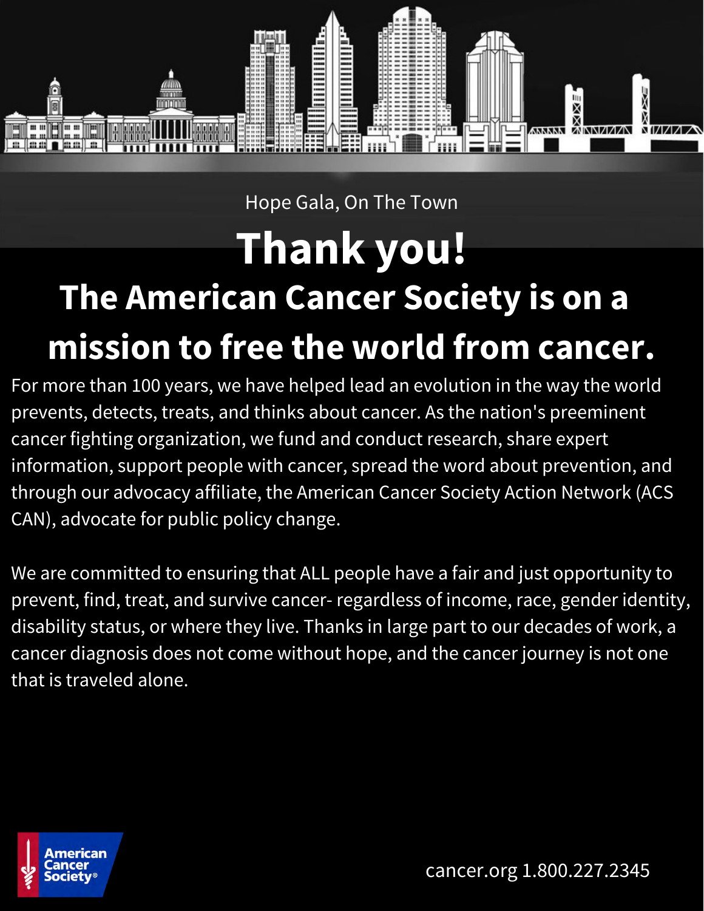Hope Gala, On The Town

# Thank you!

## The American Cancer Society is on a mission to free the world from cancer.

For more than 100 years, we have helped lead an evolution in the way the world prevents, detects, treats, and thinks about cancer. As the nation's preeminent cancer fighting organization, we fund and conduct research, share expert information, support people with cancer, spread the word about prevention, and through our advocacy affiliate, the American Cancer Society Action Network (ACS CAN), advocate for public policy change.

We are committed to ensuring that ALL people have a fair and just opportunity to prevent, find, treat, and survive cancer- regardless of income, race, gender identity, disability status, or where they live. Thanks in large part to our decades of work, a cancer diagnosis does not come without hope, and the cancer journey is not one that is traveled alone.

American Cancer Society®

cancer.org 1.800.227.2345